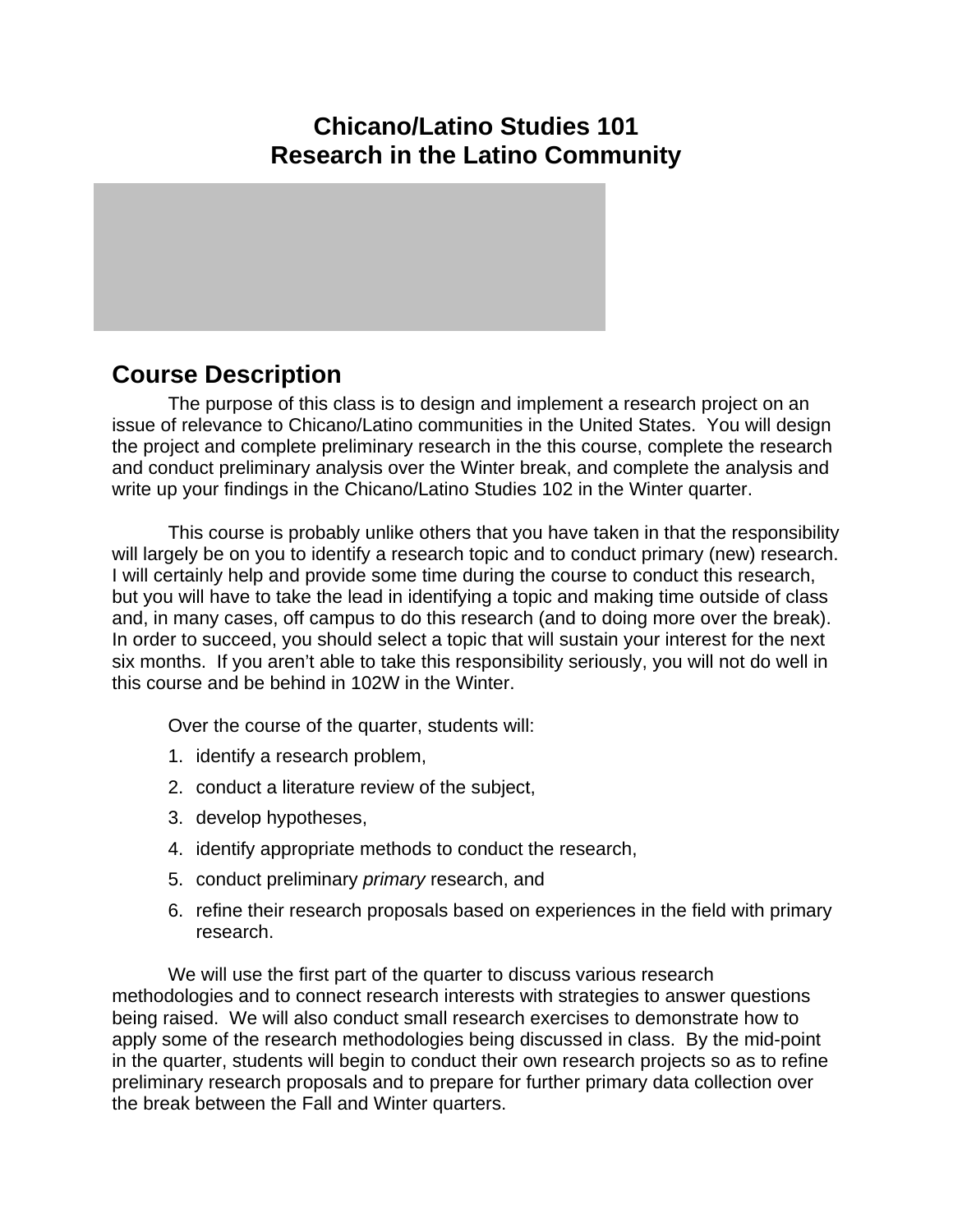# Chicano/Latino Studies 101
# Research in the Latino Community

## Course Description

The purpose of this class is to design and implement a research project on an issue of relevance to Chicano/Latino communities in the United States. You will design the project and complete preliminary research in the this course, complete the research and conduct preliminary analysis over the Winter break, and complete the analysis and write up your findings in the Chicano/Latino Studies 102 in the Winter quarter.

This course is probably unlike others that you have taken in that the responsibility will largely be on you to identify a research topic and to conduct primary (new) research. I will certainly help and provide some time during the course to conduct this research, but you will have to take the lead in identifying a topic and making time outside of class and, in many cases, off campus to do this research (and to doing more over the break). In order to succeed, you should select a topic that will sustain your interest for the next six months. If you aren't able to take this responsibility seriously, you will not do well in this course and be behind in 102W in the Winter.

Over the course of the quarter, students will:

1. identify a research problem,
2. conduct a literature review of the subject,
3. develop hypotheses,
4. identify appropriate methods to conduct the research,
5. conduct preliminary *primary* research, and
6. refine their research proposals based on experiences in the field with primary research.

We will use the first part of the quarter to discuss various research methodologies and to connect research interests with strategies to answer questions being raised. We will also conduct small research exercises to demonstrate how to apply some of the research methodologies being discussed in class. By the mid-point in the quarter, students will begin to conduct their own research projects so as to refine preliminary research proposals and to prepare for further primary data collection over the break between the Fall and Winter quarters.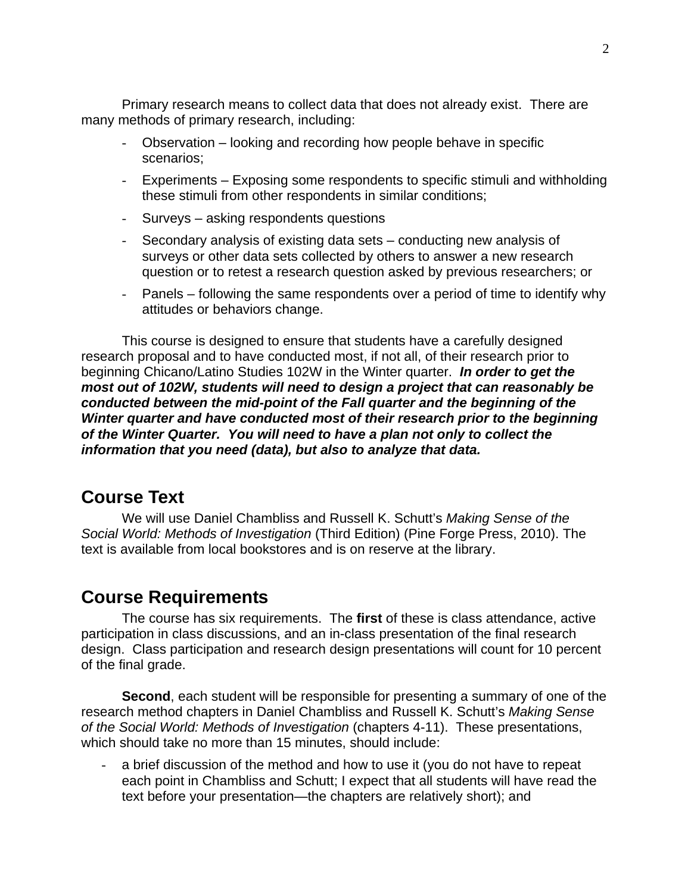Primary research means to collect data that does not already exist. There are many methods of primary research, including:

- Observation – looking and recording how people behave in specific scenarios;
- Experiments – Exposing some respondents to specific stimuli and withholding these stimuli from other respondents in similar conditions;
- Surveys – asking respondents questions
- Secondary analysis of existing data sets – conducting new analysis of surveys or other data sets collected by others to answer a new research question or to retest a research question asked by previous researchers; or
- Panels – following the same respondents over a period of time to identify why attitudes or behaviors change.

This course is designed to ensure that students have a carefully designed research proposal and to have conducted most, if not all, of their research prior to beginning Chicano/Latino Studies 102W in the Winter quarter. ***In order to get the most out of 102W, students will need to design a project that can reasonably be conducted between the mid-point of the Fall quarter and the beginning of the Winter quarter and have conducted most of their research prior to the beginning of the Winter Quarter. You will need to have a plan not only to collect the information that you need (data), but also to analyze that data.***

## Course Text

We will use Daniel Chambliss and Russell K. Schutt's *Making Sense of the Social World: Methods of Investigation* (Third Edition) (Pine Forge Press, 2010). The text is available from local bookstores and is on reserve at the library.

## Course Requirements

The course has six requirements. The **first** of these is class attendance, active participation in class discussions, and an in-class presentation of the final research design. Class participation and research design presentations will count for 10 percent of the final grade.

**Second**, each student will be responsible for presenting a summary of one of the research method chapters in Daniel Chambliss and Russell K. Schutt's *Making Sense of the Social World: Methods of Investigation* (chapters 4-11). These presentations, which should take no more than 15 minutes, should include:

- a brief discussion of the method and how to use it (you do not have to repeat each point in Chambliss and Schutt; I expect that all students will have read the text before your presentation—the chapters are relatively short); and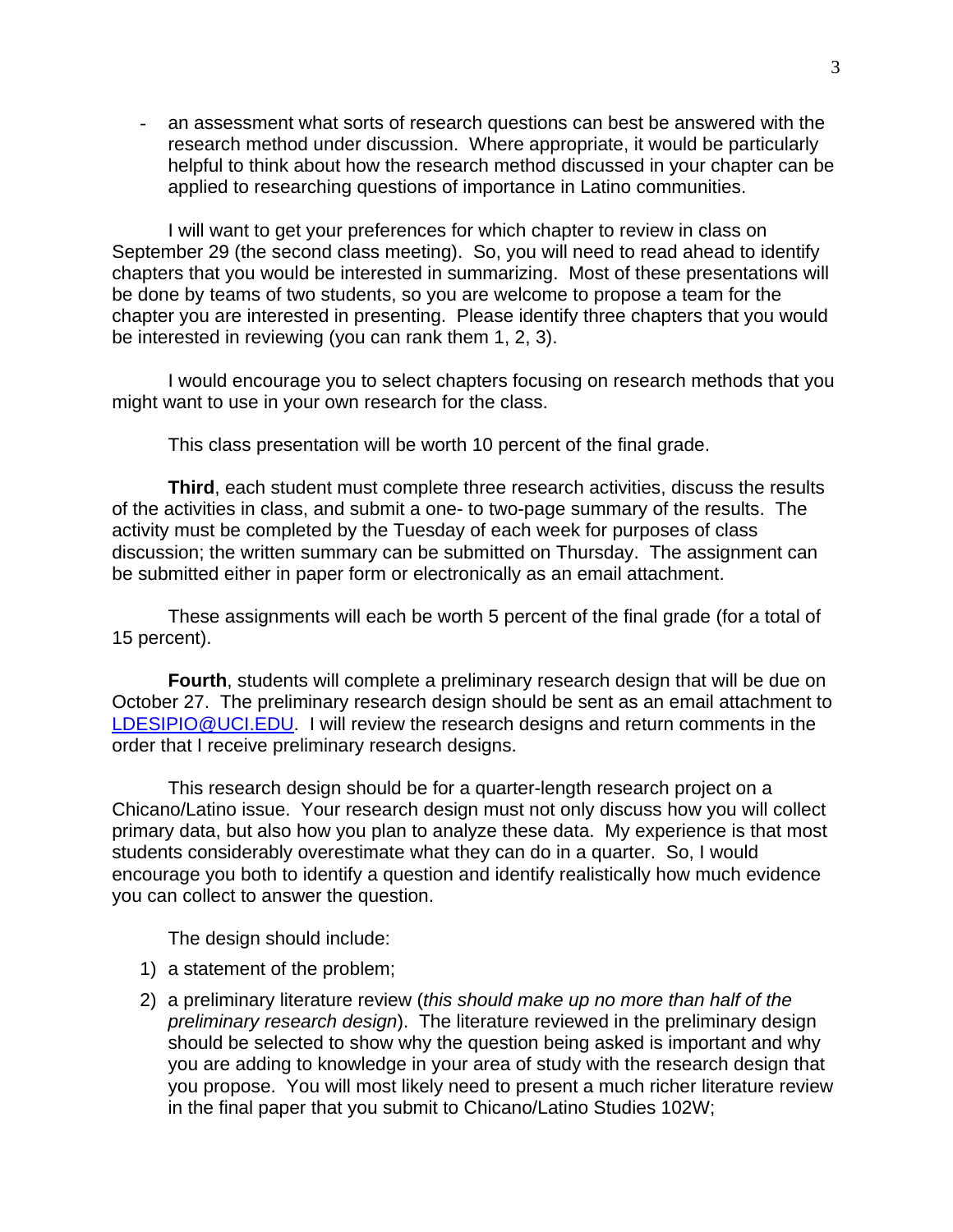- an assessment what sorts of research questions can best be answered with the research method under discussion. Where appropriate, it would be particularly helpful to think about how the research method discussed in your chapter can be applied to researching questions of importance in Latino communities.

I will want to get your preferences for which chapter to review in class on September 29 (the second class meeting). So, you will need to read ahead to identify chapters that you would be interested in summarizing. Most of these presentations will be done by teams of two students, so you are welcome to propose a team for the chapter you are interested in presenting. Please identify three chapters that you would be interested in reviewing (you can rank them 1, 2, 3).

I would encourage you to select chapters focusing on research methods that you might want to use in your own research for the class.

This class presentation will be worth 10 percent of the final grade.

**Third**, each student must complete three research activities, discuss the results of the activities in class, and submit a one- to two-page summary of the results. The activity must be completed by the Tuesday of each week for purposes of class discussion; the written summary can be submitted on Thursday. The assignment can be submitted either in paper form or electronically as an email attachment.

These assignments will each be worth 5 percent of the final grade (for a total of 15 percent).

**Fourth**, students will complete a preliminary research design that will be due on October 27. The preliminary research design should be sent as an email attachment to LDESIPIO@UCI.EDU. I will review the research designs and return comments in the order that I receive preliminary research designs.

This research design should be for a quarter-length research project on a Chicano/Latino issue. Your research design must not only discuss how you will collect primary data, but also how you plan to analyze these data. My experience is that most students considerably overestimate what they can do in a quarter. So, I would encourage you both to identify a question and identify realistically how much evidence you can collect to answer the question.

The design should include:

1) a statement of the problem;
2) a preliminary literature review (*this should make up no more than half of the preliminary research design*). The literature reviewed in the preliminary design should be selected to show why the question being asked is important and why you are adding to knowledge in your area of study with the research design that you propose. You will most likely need to present a much richer literature review in the final paper that you submit to Chicano/Latino Studies 102W;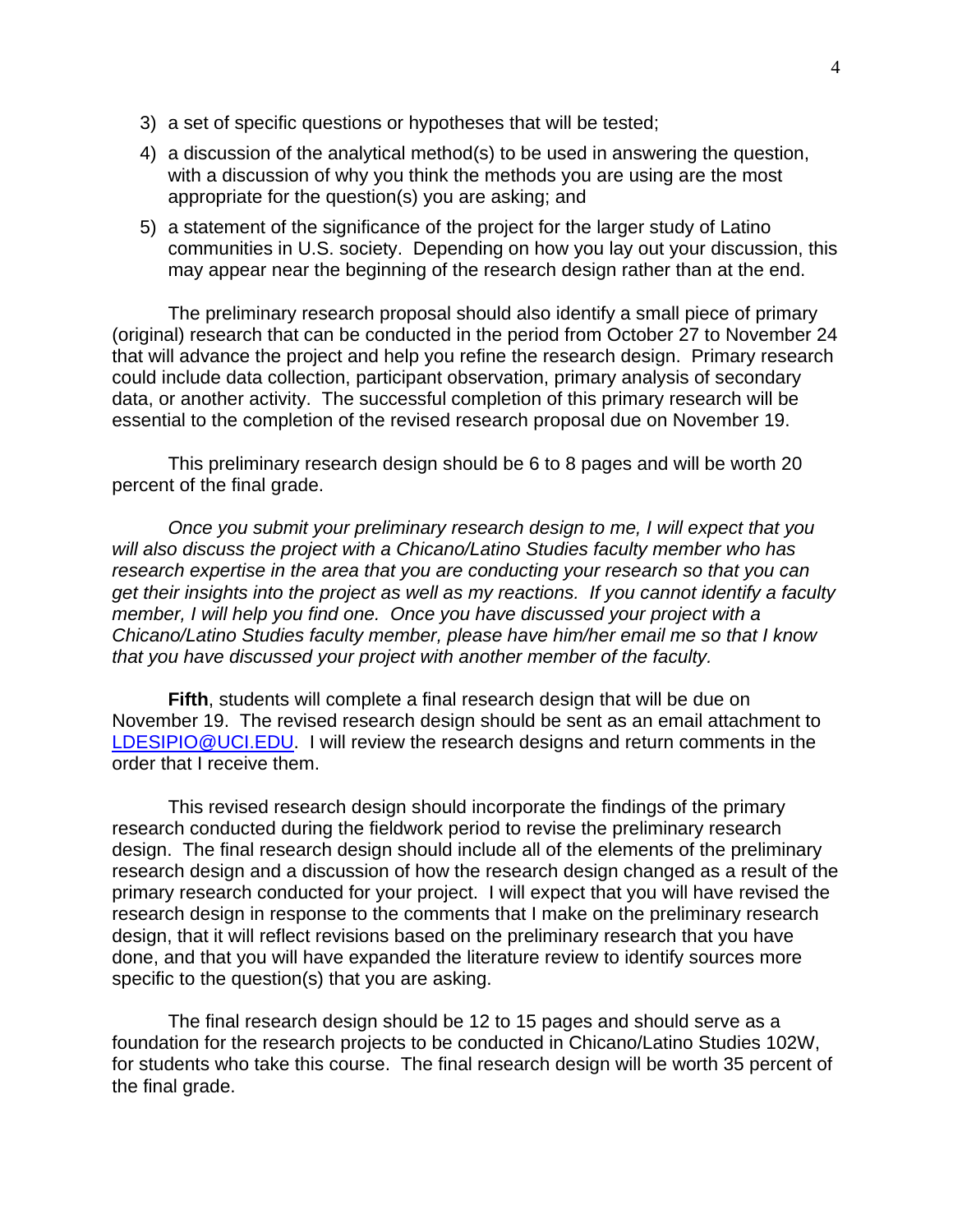3) a set of specific questions or hypotheses that will be tested;
4) a discussion of the analytical method(s) to be used in answering the question, with a discussion of why you think the methods you are using are the most appropriate for the question(s) you are asking; and
5) a statement of the significance of the project for the larger study of Latino communities in U.S. society. Depending on how you lay out your discussion, this may appear near the beginning of the research design rather than at the end.

The preliminary research proposal should also identify a small piece of primary (original) research that can be conducted in the period from October 27 to November 24 that will advance the project and help you refine the research design. Primary research could include data collection, participant observation, primary analysis of secondary data, or another activity. The successful completion of this primary research will be essential to the completion of the revised research proposal due on November 19.

This preliminary research design should be 6 to 8 pages and will be worth 20 percent of the final grade.

*Once you submit your preliminary research design to me, I will expect that you will also discuss the project with a Chicano/Latino Studies faculty member who has research expertise in the area that you are conducting your research so that you can get their insights into the project as well as my reactions. If you cannot identify a faculty member, I will help you find one. Once you have discussed your project with a Chicano/Latino Studies faculty member, please have him/her email me so that I know that you have discussed your project with another member of the faculty.*

**Fifth**, students will complete a final research design that will be due on November 19. The revised research design should be sent as an email attachment to LDESIPIO@UCI.EDU. I will review the research designs and return comments in the order that I receive them.

This revised research design should incorporate the findings of the primary research conducted during the fieldwork period to revise the preliminary research design. The final research design should include all of the elements of the preliminary research design and a discussion of how the research design changed as a result of the primary research conducted for your project. I will expect that you will have revised the research design in response to the comments that I make on the preliminary research design, that it will reflect revisions based on the preliminary research that you have done, and that you will have expanded the literature review to identify sources more specific to the question(s) that you are asking.

The final research design should be 12 to 15 pages and should serve as a foundation for the research projects to be conducted in Chicano/Latino Studies 102W, for students who take this course. The final research design will be worth 35 percent of the final grade.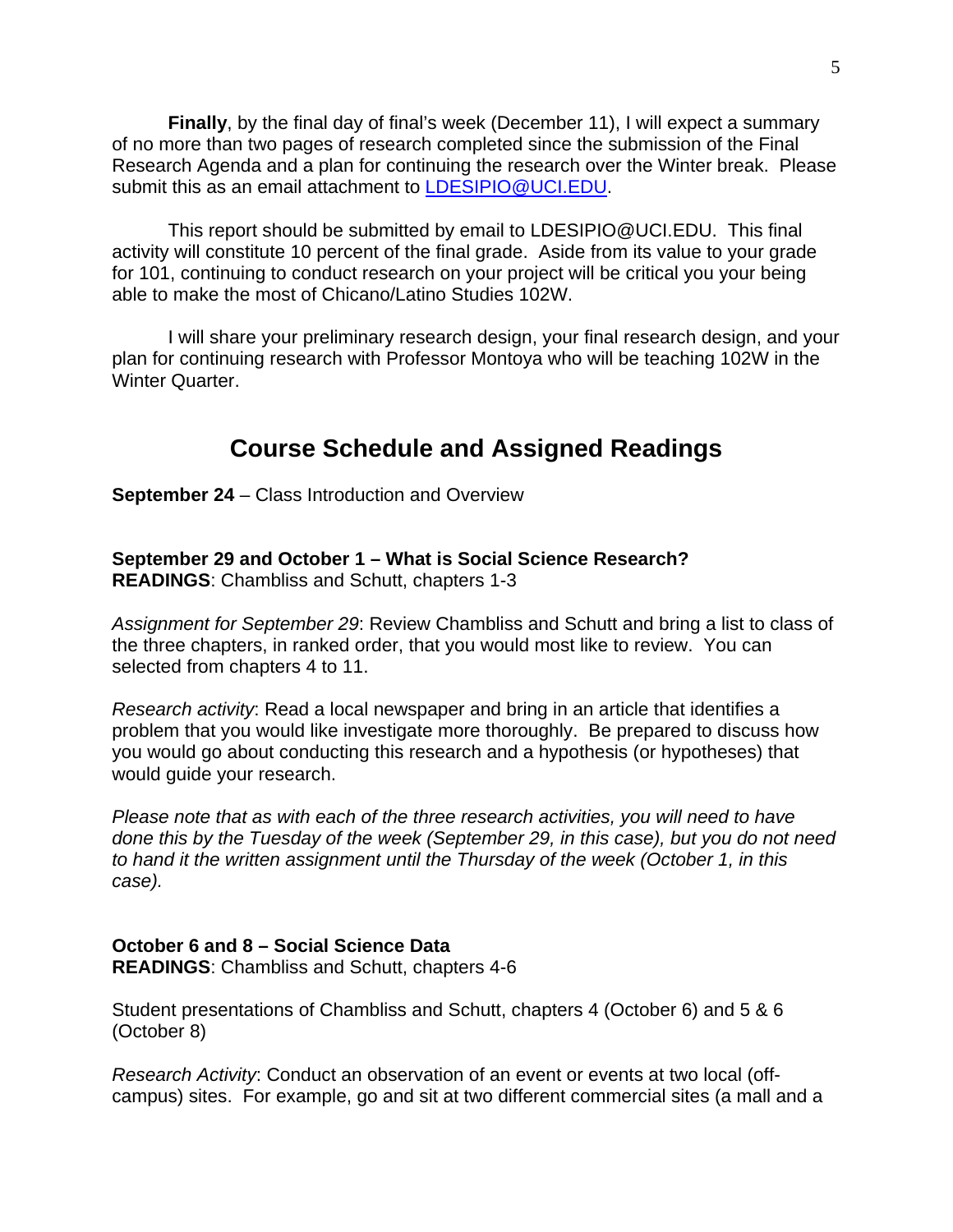**Finally**, by the final day of final's week (December 11), I will expect a summary of no more than two pages of research completed since the submission of the Final Research Agenda and a plan for continuing the research over the Winter break. Please submit this as an email attachment to [LDESIPIO@UCI.EDU](mailto:LDESIPIO@UCI.EDU).

This report should be submitted by email to LDESIPIO@UCI.EDU. This final activity will constitute 10 percent of the final grade. Aside from its value to your grade for 101, continuing to conduct research on your project will be critical you your being able to make the most of Chicano/Latino Studies 102W.

I will share your preliminary research design, your final research design, and your plan for continuing research with Professor Montoya who will be teaching 102W in the Winter Quarter.

## Course Schedule and Assigned Readings

**September 24** – Class Introduction and Overview

**September 29 and October 1 – What is Social Science Research?**
**READINGS**: Chambliss and Schutt, chapters 1-3

*Assignment for September 29*: Review Chambliss and Schutt and bring a list to class of the three chapters, in ranked order, that you would most like to review. You can selected from chapters 4 to 11.

*Research activity*: Read a local newspaper and bring in an article that identifies a problem that you would like investigate more thoroughly. Be prepared to discuss how you would go about conducting this research and a hypothesis (or hypotheses) that would guide your research.

*Please note that as with each of the three research activities, you will need to have done this by the Tuesday of the week (September 29, in this case), but you do not need to hand it the written assignment until the Thursday of the week (October 1, in this case).*

**October 6 and 8 – Social Science Data**
**READINGS**: Chambliss and Schutt, chapters 4-6

Student presentations of Chambliss and Schutt, chapters 4 (October 6) and 5 & 6 (October 8)

*Research Activity*: Conduct an observation of an event or events at two local (off-campus) sites. For example, go and sit at two different commercial sites (a mall and a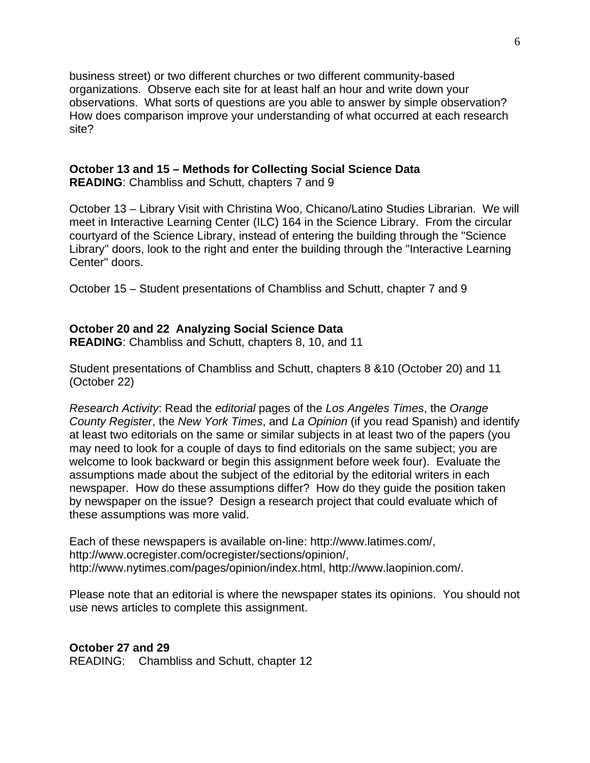business street) or two different churches or two different community-based organizations. Observe each site for at least half an hour and write down your observations. What sorts of questions are you able to answer by simple observation? How does comparison improve your understanding of what occurred at each research site?

**October 13 and 15 – Methods for Collecting Social Science Data**
**READING**: Chambliss and Schutt, chapters 7 and 9

October 13 – Library Visit with Christina Woo, Chicano/Latino Studies Librarian. We will meet in Interactive Learning Center (ILC) 164 in the Science Library. From the circular courtyard of the Science Library, instead of entering the building through the "Science Library" doors, look to the right and enter the building through the "Interactive Learning Center" doors.

October 15 – Student presentations of Chambliss and Schutt, chapter 7 and 9

**October 20 and 22 Analyzing Social Science Data**
**READING**: Chambliss and Schutt, chapters 8, 10, and 11

Student presentations of Chambliss and Schutt, chapters 8 &10 (October 20) and 11 (October 22)

*Research Activity*: Read the *editorial* pages of the *Los Angeles Times*, the *Orange County Register*, the *New York Times*, and *La Opinion* (if you read Spanish) and identify at least two editorials on the same or similar subjects in at least two of the papers (you may need to look for a couple of days to find editorials on the same subject; you are welcome to look backward or begin this assignment before week four). Evaluate the assumptions made about the subject of the editorial by the editorial writers in each newspaper. How do these assumptions differ? How do they guide the position taken by newspaper on the issue? Design a research project that could evaluate which of these assumptions was more valid.

Each of these newspapers is available on-line: http://www.latimes.com/, http://www.ocregister.com/ocregister/sections/opinion/, http://www.nytimes.com/pages/opinion/index.html, http://www.laopinion.com/.

Please note that an editorial is where the newspaper states its opinions. You should not use news articles to complete this assignment.

**October 27 and 29**
READING: Chambliss and Schutt, chapter 12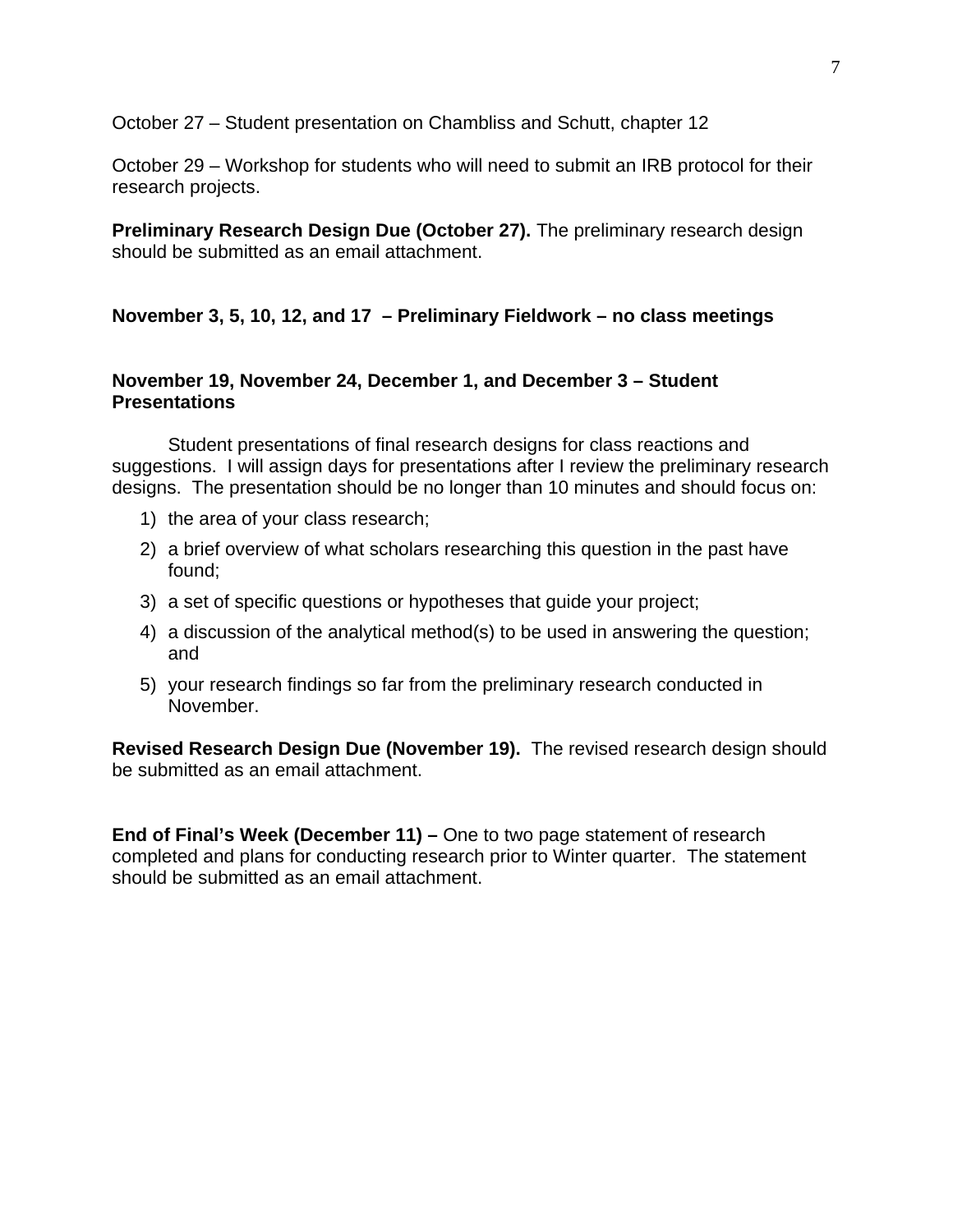October 27 – Student presentation on Chambliss and Schutt, chapter 12

October 29 – Workshop for students who will need to submit an IRB protocol for their research projects.

**Preliminary Research Design Due (October 27).** The preliminary research design should be submitted as an email attachment.

**November 3, 5, 10, 12, and 17 – Preliminary Fieldwork – no class meetings**

**November 19, November 24, December 1, and December 3 – Student Presentations**

Student presentations of final research designs for class reactions and suggestions. I will assign days for presentations after I review the preliminary research designs. The presentation should be no longer than 10 minutes and should focus on:

1) the area of your class research;
2) a brief overview of what scholars researching this question in the past have found;
3) a set of specific questions or hypotheses that guide your project;
4) a discussion of the analytical method(s) to be used in answering the question; and
5) your research findings so far from the preliminary research conducted in November.

**Revised Research Design Due (November 19).** The revised research design should be submitted as an email attachment.

**End of Final's Week (December 11) –** One to two page statement of research completed and plans for conducting research prior to Winter quarter. The statement should be submitted as an email attachment.